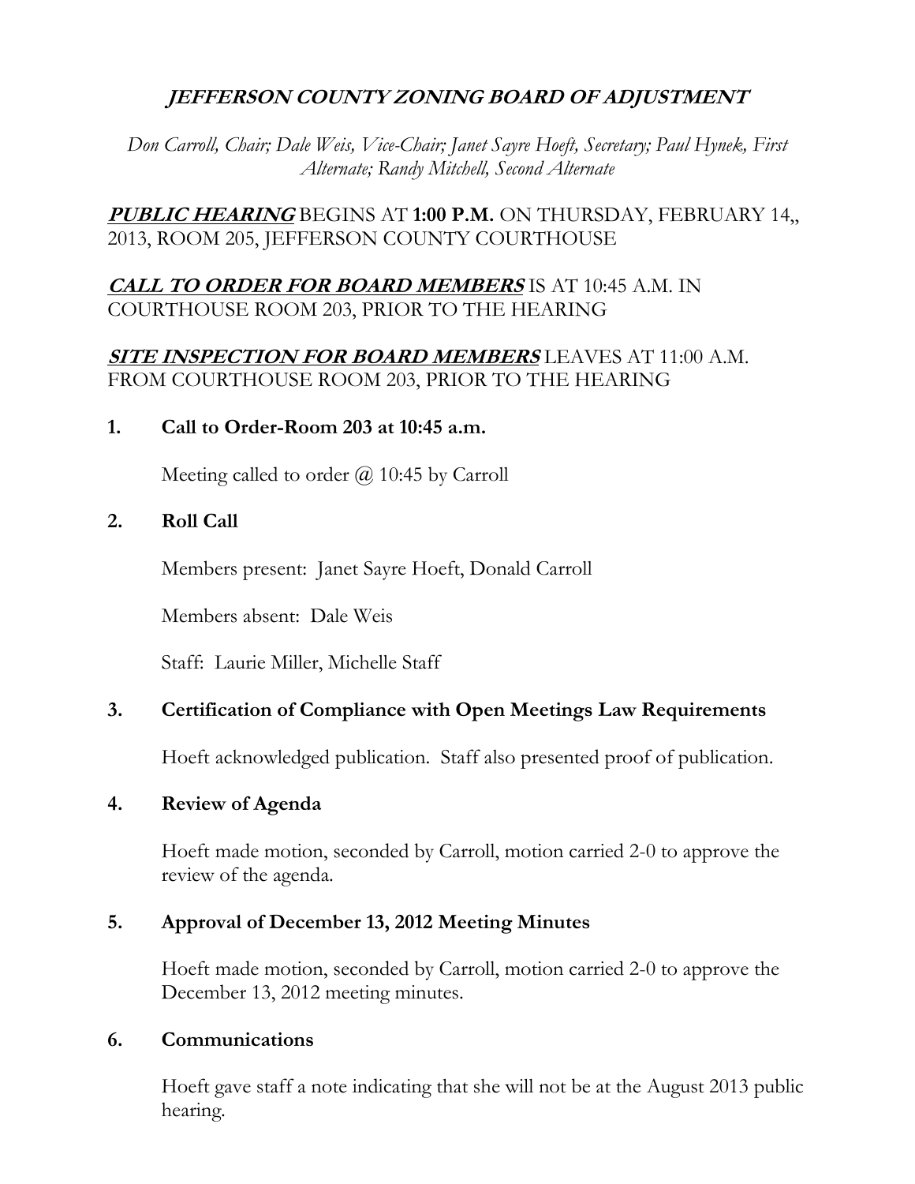# *JEFFERSON COUNTY ZONING BOARD OF ADJUSTMENT*

*Don Carroll, Chair; Dale Weis, Vice-Chair; Janet Sayre Hoeft, Secretary; Paul Hynek, First Alternate; Randy Mitchell, Second Alternate*

***PUBLIC HEARING*** BEGINS AT **1:00 P.M.** ON THURSDAY, FEBRUARY 14,, 2013, ROOM 205, JEFFERSON COUNTY COURTHOUSE

***CALL TO ORDER FOR BOARD MEMBERS*** IS AT 10:45 A.M. IN COURTHOUSE ROOM 203, PRIOR TO THE HEARING

***SITE INSPECTION FOR BOARD MEMBERS*** LEAVES AT 11:00 A.M. FROM COURTHOUSE ROOM 203, PRIOR TO THE HEARING

**1. Call to Order-Room 203 at 10:45 a.m.**

Meeting called to order @ 10:45 by Carroll

**2. Roll Call**

Members present: Janet Sayre Hoeft, Donald Carroll

Members absent: Dale Weis

Staff: Laurie Miller, Michelle Staff

**3. Certification of Compliance with Open Meetings Law Requirements**

Hoeft acknowledged publication. Staff also presented proof of publication.

**4. Review of Agenda**

Hoeft made motion, seconded by Carroll, motion carried 2-0 to approve the review of the agenda.

**5. Approval of December 13, 2012 Meeting Minutes**

Hoeft made motion, seconded by Carroll, motion carried 2-0 to approve the December 13, 2012 meeting minutes.

**6. Communications**

Hoeft gave staff a note indicating that she will not be at the August 2013 public hearing.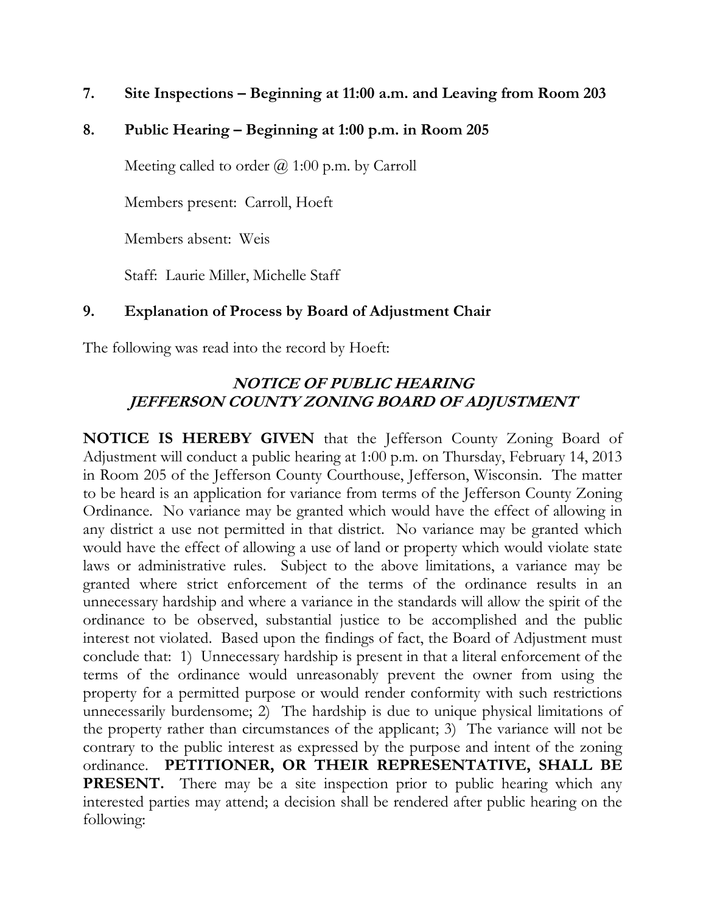**7. Site Inspections – Beginning at 11:00 a.m. and Leaving from Room 203**

**8. Public Hearing – Beginning at 1:00 p.m. in Room 205**

Meeting called to order @ 1:00 p.m. by Carroll

Members present: Carroll, Hoeft

Members absent: Weis

Staff: Laurie Miller, Michelle Staff

**9. Explanation of Process by Board of Adjustment Chair**

The following was read into the record by Hoeft:

***NOTICE OF PUBLIC HEARING***
***JEFFERSON COUNTY ZONING BOARD OF ADJUSTMENT***

**NOTICE IS HEREBY GIVEN** that the Jefferson County Zoning Board of Adjustment will conduct a public hearing at 1:00 p.m. on Thursday, February 14, 2013 in Room 205 of the Jefferson County Courthouse, Jefferson, Wisconsin. The matter to be heard is an application for variance from terms of the Jefferson County Zoning Ordinance. No variance may be granted which would have the effect of allowing in any district a use not permitted in that district. No variance may be granted which would have the effect of allowing a use of land or property which would violate state laws or administrative rules. Subject to the above limitations, a variance may be granted where strict enforcement of the terms of the ordinance results in an unnecessary hardship and where a variance in the standards will allow the spirit of the ordinance to be observed, substantial justice to be accomplished and the public interest not violated. Based upon the findings of fact, the Board of Adjustment must conclude that: 1) Unnecessary hardship is present in that a literal enforcement of the terms of the ordinance would unreasonably prevent the owner from using the property for a permitted purpose or would render conformity with such restrictions unnecessarily burdensome; 2) The hardship is due to unique physical limitations of the property rather than circumstances of the applicant; 3) The variance will not be contrary to the public interest as expressed by the purpose and intent of the zoning ordinance. **PETITIONER, OR THEIR REPRESENTATIVE, SHALL BE PRESENT.** There may be a site inspection prior to public hearing which any interested parties may attend; a decision shall be rendered after public hearing on the following: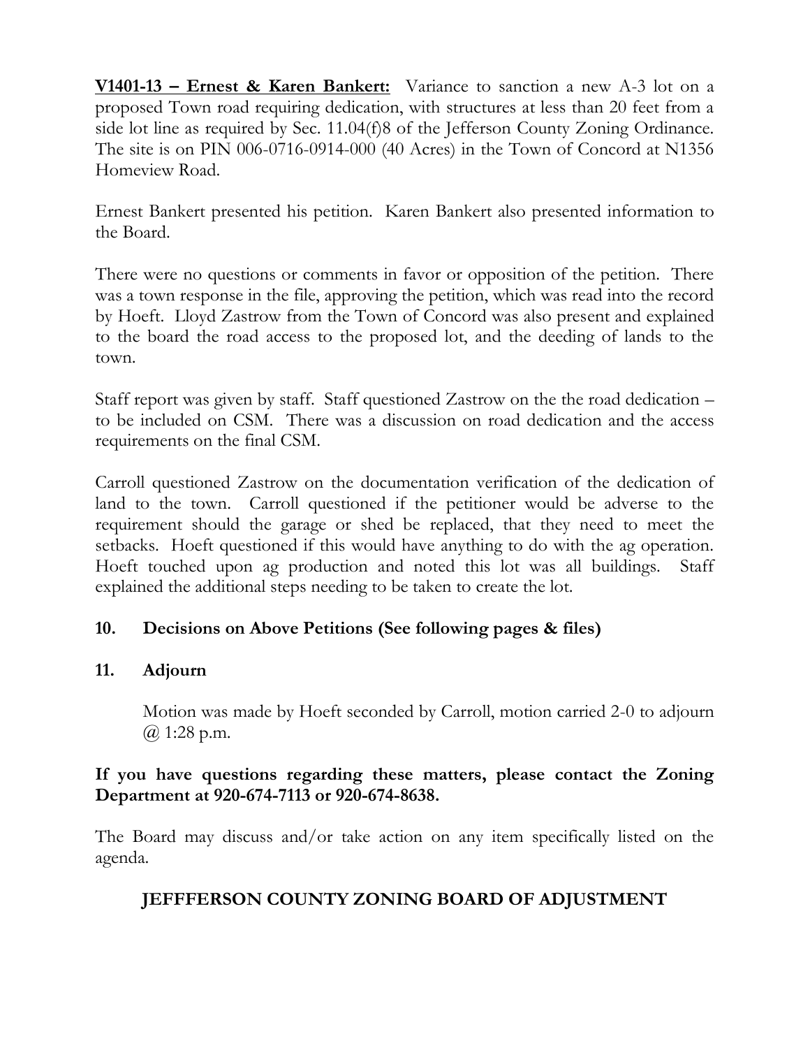**V1401-13 – Ernest & Karen Bankert:** Variance to sanction a new A-3 lot on a proposed Town road requiring dedication, with structures at less than 20 feet from a side lot line as required by Sec. 11.04(f)8 of the Jefferson County Zoning Ordinance. The site is on PIN 006-0716-0914-000 (40 Acres) in the Town of Concord at N1356 Homeview Road.

Ernest Bankert presented his petition. Karen Bankert also presented information to the Board.

There were no questions or comments in favor or opposition of the petition. There was a town response in the file, approving the petition, which was read into the record by Hoeft. Lloyd Zastrow from the Town of Concord was also present and explained to the board the road access to the proposed lot, and the deeding of lands to the town.

Staff report was given by staff. Staff questioned Zastrow on the the road dedication – to be included on CSM. There was a discussion on road dedication and the access requirements on the final CSM.

Carroll questioned Zastrow on the documentation verification of the dedication of land to the town. Carroll questioned if the petitioner would be adverse to the requirement should the garage or shed be replaced, that they need to meet the setbacks. Hoeft questioned if this would have anything to do with the ag operation. Hoeft touched upon ag production and noted this lot was all buildings. Staff explained the additional steps needing to be taken to create the lot.

## 10. Decisions on Above Petitions (See following pages & files)

## 11. Adjourn

Motion was made by Hoeft seconded by Carroll, motion carried 2-0 to adjourn @ 1:28 p.m.

**If you have questions regarding these matters, please contact the Zoning Department at 920-674-7113 or 920-674-8638.**

The Board may discuss and/or take action on any item specifically listed on the agenda.

**JEFFFERSON COUNTY ZONING BOARD OF ADJUSTMENT**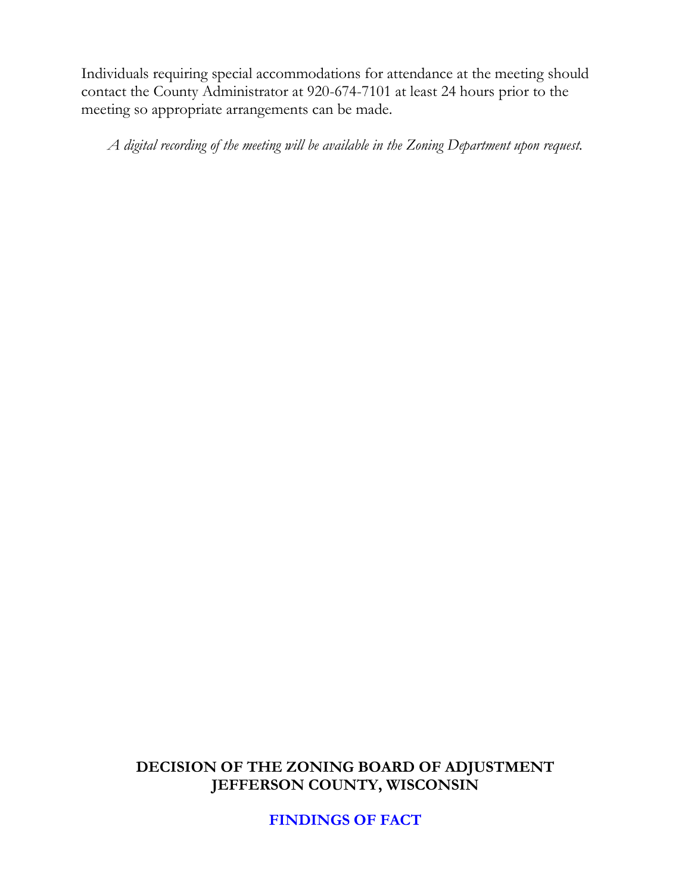Individuals requiring special accommodations for attendance at the meeting should contact the County Administrator at 920-674-7101 at least 24 hours prior to the meeting so appropriate arrangements can be made.

*A digital recording of the meeting will be available in the Zoning Department upon request.*

**DECISION OF THE ZONING BOARD OF ADJUSTMENT**
**JEFFERSON COUNTY, WISCONSIN**

**FINDINGS OF FACT**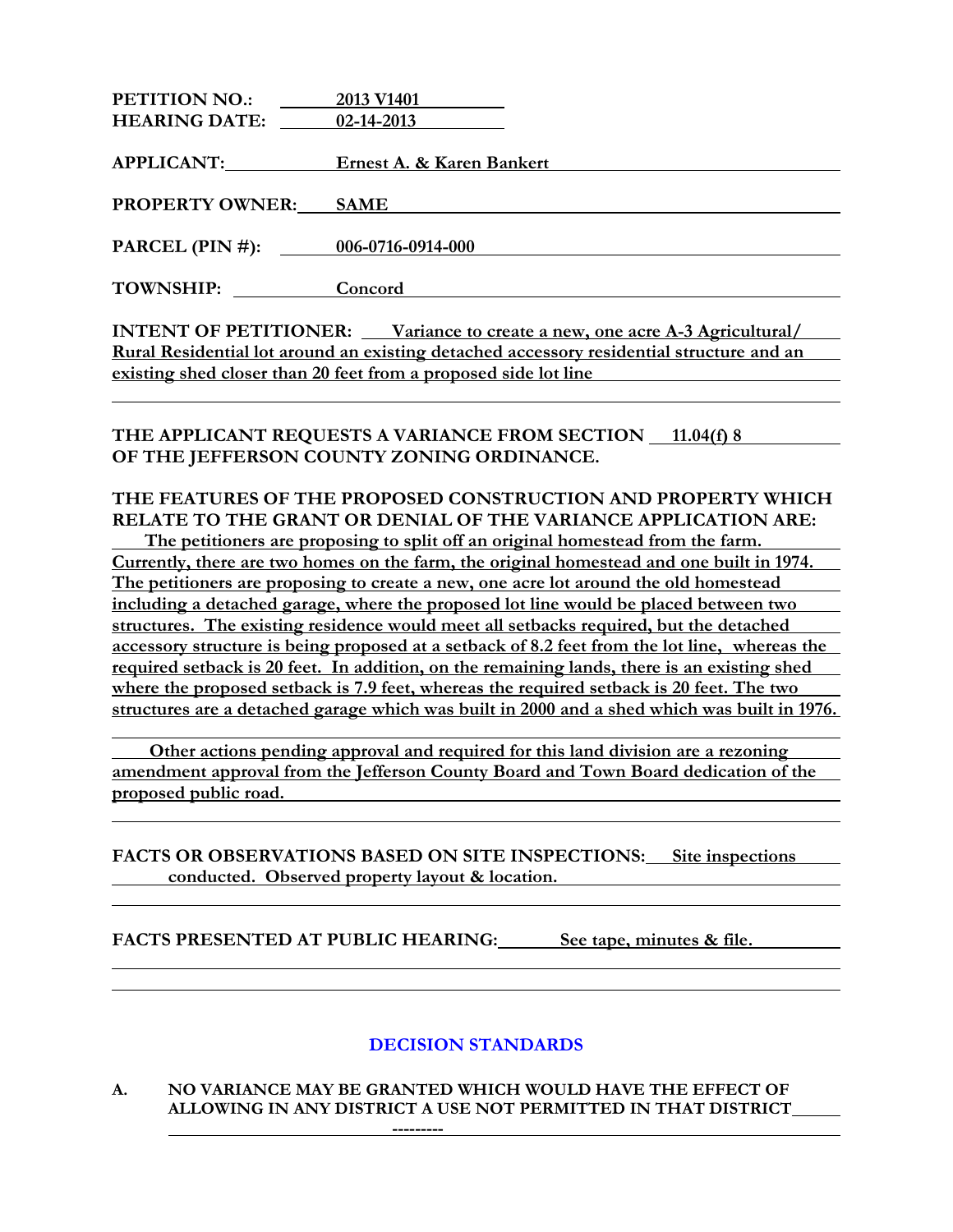**PETITION NO.:** 2013 V1401
**HEARING DATE:** 02-14-2013

**APPLICANT:** Ernest A. & Karen Bankert

**PROPERTY OWNER:** SAME

**PARCEL (PIN #):** 006-0716-0914-000

**TOWNSHIP:** Concord

**INTENT OF PETITIONER:** Variance to create a new, one acre A-3 Agricultural/ Rural Residential lot around an existing detached accessory residential structure and an existing shed closer than 20 feet from a proposed side lot line

**THE APPLICANT REQUESTS A VARIANCE FROM SECTION** 11.04(f) 8 **OF THE JEFFERSON COUNTY ZONING ORDINANCE.**

**THE FEATURES OF THE PROPOSED CONSTRUCTION AND PROPERTY WHICH RELATE TO THE GRANT OR DENIAL OF THE VARIANCE APPLICATION ARE:**

The petitioners are proposing to split off an original homestead from the farm. Currently, there are two homes on the farm, the original homestead and one built in 1974. The petitioners are proposing to create a new, one acre lot around the old homestead including a detached garage, where the proposed lot line would be placed between two structures. The existing residence would meet all setbacks required, but the detached accessory structure is being proposed at a setback of 8.2 feet from the lot line, whereas the required setback is 20 feet. In addition, on the remaining lands, there is an existing shed where the proposed setback is 7.9 feet, whereas the required setback is 20 feet. The two structures are a detached garage which was built in 2000 and a shed which was built in 1976.

Other actions pending approval and required for this land division are a rezoning amendment approval from the Jefferson County Board and Town Board dedication of the proposed public road.

**FACTS OR OBSERVATIONS BASED ON SITE INSPECTIONS:** Site inspections conducted. Observed property layout & location.

**FACTS PRESENTED AT PUBLIC HEARING:** See tape, minutes & file.

## DECISION STANDARDS

**A. NO VARIANCE MAY BE GRANTED WHICH WOULD HAVE THE EFFECT OF ALLOWING IN ANY DISTRICT A USE NOT PERMITTED IN THAT DISTRICT**

---------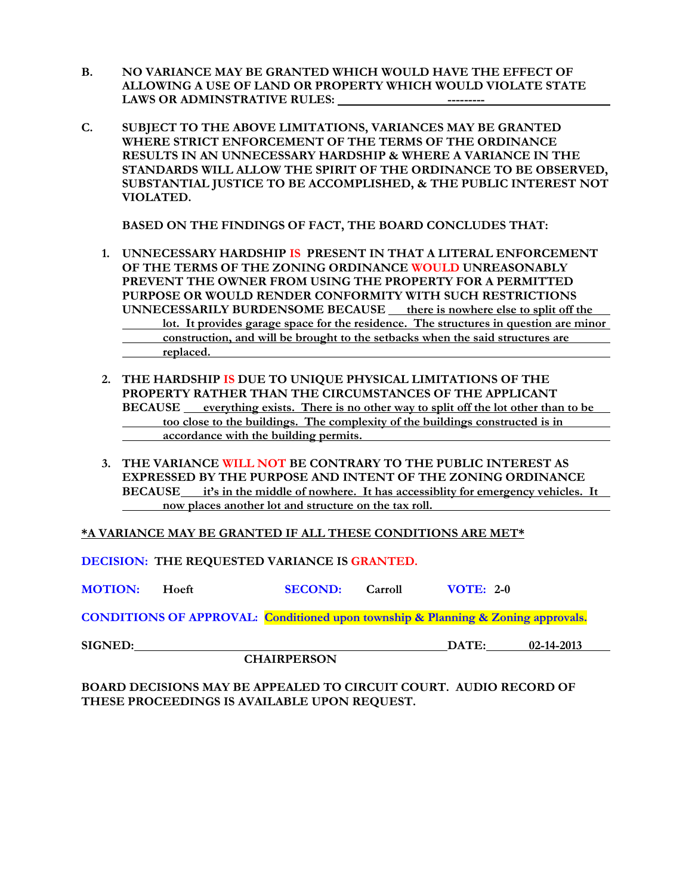**B. NO VARIANCE MAY BE GRANTED WHICH WOULD HAVE THE EFFECT OF ALLOWING A USE OF LAND OR PROPERTY WHICH WOULD VIOLATE STATE LAWS OR ADMINSTRATIVE RULES:** ---------

**C. SUBJECT TO THE ABOVE LIMITATIONS, VARIANCES MAY BE GRANTED WHERE STRICT ENFORCEMENT OF THE TERMS OF THE ORDINANCE RESULTS IN AN UNNECESSARY HARDSHIP & WHERE A VARIANCE IN THE STANDARDS WILL ALLOW THE SPIRIT OF THE ORDINANCE TO BE OBSERVED, SUBSTANTIAL JUSTICE TO BE ACCOMPLISHED, & THE PUBLIC INTEREST NOT VIOLATED.**

**BASED ON THE FINDINGS OF FACT, THE BOARD CONCLUDES THAT:**

1. **UNNECESSARY HARDSHIP IS PRESENT IN THAT A LITERAL ENFORCEMENT OF THE TERMS OF THE ZONING ORDINANCE WOULD UNREASONABLY PREVENT THE OWNER FROM USING THE PROPERTY FOR A PERMITTED PURPOSE OR WOULD RENDER CONFORMITY WITH SUCH RESTRICTIONS UNNECESSARILY BURDENSOME BECAUSE** there is nowhere else to split off the lot. It provides garage space for the residence. The structures in question are minor construction, and will be brought to the setbacks when the said structures are replaced.

2. **THE HARDSHIP IS DUE TO UNIQUE PHYSICAL LIMITATIONS OF THE PROPERTY RATHER THAN THE CIRCUMSTANCES OF THE APPLICANT BECAUSE** everything exists. There is no other way to split off the lot other than to be too close to the buildings. The complexity of the buildings constructed is in accordance with the building permits.

3. **THE VARIANCE WILL NOT BE CONTRARY TO THE PUBLIC INTEREST AS EXPRESSED BY THE PURPOSE AND INTENT OF THE ZONING ORDINANCE BECAUSE** it's in the middle of nowhere. It has accessiblity for emergency vehicles. It now places another lot and structure on the tax roll.

**\*A VARIANCE MAY BE GRANTED IF ALL THESE CONDITIONS ARE MET\***

**DECISION: THE REQUESTED VARIANCE IS GRANTED.**

**MOTION:** Hoeft **SECOND:** Carroll **VOTE:** 2-0

**CONDITIONS OF APPROVAL: Conditioned upon township & Planning & Zoning approvals.**

**SIGNED:** ______________________ **DATE:** 02-14-2013

**CHAIRPERSON**

**BOARD DECISIONS MAY BE APPEALED TO CIRCUIT COURT. AUDIO RECORD OF THESE PROCEEDINGS IS AVAILABLE UPON REQUEST.**